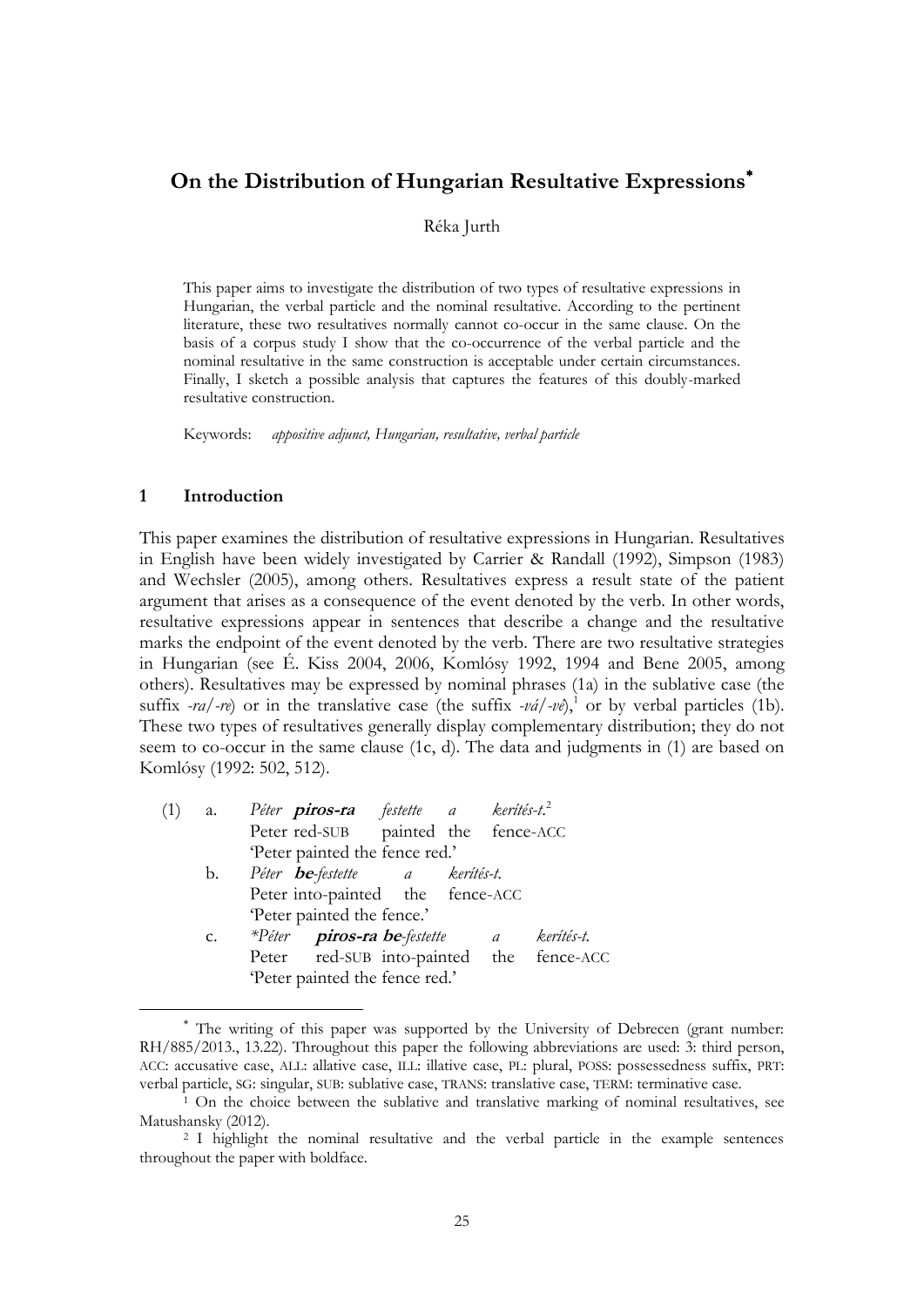# On the Distribution of Hungarian Resultative Expressions*

Réka Jurth

This paper aims to investigate the distribution of two types of resultative expressions in Hungarian, the verbal particle and the nominal resultative. According to the pertinent literature, these two resultatives normally cannot co-occur in the same clause. On the basis of a corpus study I show that the co-occurrence of the verbal particle and the nominal resultative in the same construction is acceptable under certain circumstances. Finally, I sketch a possible analysis that captures the features of this doubly-marked resultative construction.

Keywords: *appositive adjunct, Hungarian, resultative, verbal particle*

## 1 Introduction

This paper examines the distribution of resultative expressions in Hungarian. Resultatives in English have been widely investigated by Carrier & Randall (1992), Simpson (1983) and Wechsler (2005), among others. Resultatives express a result state of the patient argument that arises as a consequence of the event denoted by the verb. In other words, resultative expressions appear in sentences that describe a change and the resultative marks the endpoint of the event denoted by the verb. There are two resultative strategies in Hungarian (see É. Kiss 2004, 2006, Komlósy 1992, 1994 and Bene 2005, among others). Resultatives may be expressed by nominal phrases (1a) in the sublative case (the suffix *-ra/-re*) or in the translative case (the suffix *-vá/-vé*),[1] or by verbal particles (1b). These two types of resultatives generally display complementary distribution; they do not seem to co-occur in the same clause (1c, d). The data and judgments in (1) are based on Komlósy (1992: 502, 512).

(1) a. *Péter* ***piros-ra*** *festette a kerítés-t.*[2]
Peter red-SUB painted the fence-ACC
'Peter painted the fence red.'

b. *Péter* ***be****-festette a kerítés-t.*
Peter into-painted the fence-ACC
'Peter painted the fence.'

c. *\*Péter* ***piros-ra be****-festette a kerítés-t.*
Peter red-SUB into-painted the fence-ACC
'Peter painted the fence red.'

---

* The writing of this paper was supported by the University of Debrecen (grant number: RH/885/2013., 13.22). Throughout this paper the following abbreviations are used: 3: third person, ACC: accusative case, ALL: allative case, ILL: illative case, PL: plural, POSS: possessedness suffix, PRT: verbal particle, SG: singular, SUB: sublative case, TRANS: translative case, TERM: terminative case.

[1] On the choice between the sublative and translative marking of nominal resultatives, see Matushansky (2012).

[2] I highlight the nominal resultative and the verbal particle in the example sentences throughout the paper with boldface.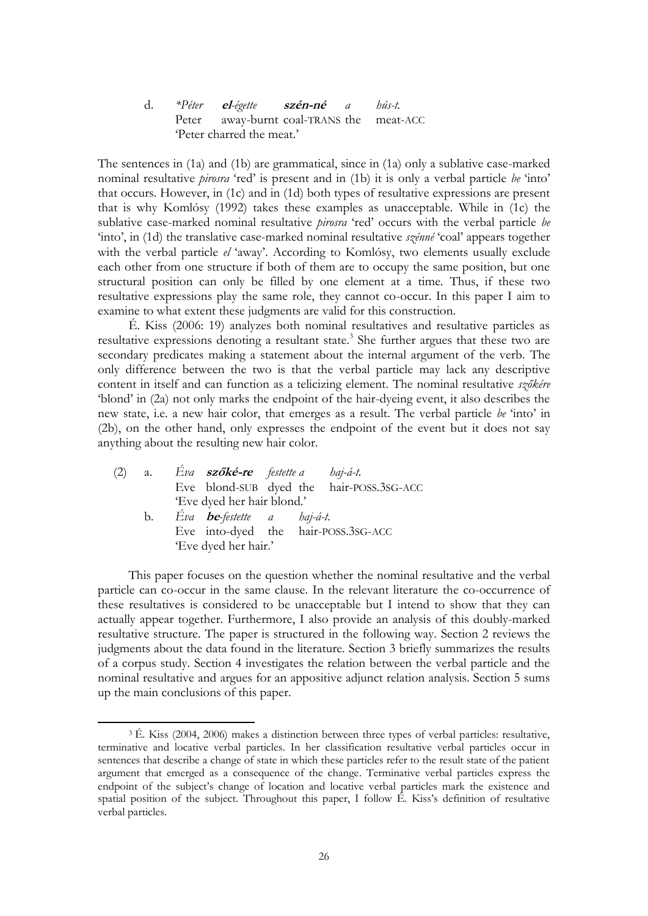d. **\*Péter** ***el**-égette* ***szén-né*** *a hús-t.*
   Peter away-burnt coal-TRANS the meat-ACC
   'Peter charred the meat.'

The sentences in (1a) and (1b) are grammatical, since in (1a) only a sublative case-marked nominal resultative *pirosra* 'red' is present and in (1b) it is only a verbal particle *be* 'into' that occurs. However, in (1c) and in (1d) both types of resultative expressions are present that is why Komlósy (1992) takes these examples as unacceptable. While in (1c) the sublative case-marked nominal resultative *pirosra* 'red' occurs with the verbal particle *be* 'into', in (1d) the translative case-marked nominal resultative *szénné* 'coal' appears together with the verbal particle *el* 'away'. According to Komlósy, two elements usually exclude each other from one structure if both of them are to occupy the same position, but one structural position can only be filled by one element at a time. Thus, if these two resultative expressions play the same role, they cannot co-occur. In this paper I aim to examine to what extent these judgments are valid for this construction.

É. Kiss (2006: 19) analyzes both nominal resultatives and resultative particles as resultative expressions denoting a resultant state.[3] She further argues that these two are secondary predicates making a statement about the internal argument of the verb. The only difference between the two is that the verbal particle may lack any descriptive content in itself and can function as a telicizing element. The nominal resultative *szőkére* 'blond' in (2a) not only marks the endpoint of the hair-dyeing event, it also describes the new state, i.e. a new hair color, that emerges as a result. The verbal particle *be* 'into' in (2b), on the other hand, only expresses the endpoint of the event but it does not say anything about the resulting new hair color.

(2) a. *Éva* ***szőké-re*** *festette a haj-á-t.*
   Eve blond-SUB dyed the hair-POSS.3SG-ACC
   'Eve dyed her hair blond.'

b. *Éva* ***be**-festette a haj-á-t.*
   Eve into-dyed the hair-POSS.3SG-ACC
   'Eve dyed her hair.'

This paper focuses on the question whether the nominal resultative and the verbal particle can co-occur in the same clause. In the relevant literature the co-occurrence of these resultatives is considered to be unacceptable but I intend to show that they can actually appear together. Furthermore, I also provide an analysis of this doubly-marked resultative structure. The paper is structured in the following way. Section 2 reviews the judgments about the data found in the literature. Section 3 briefly summarizes the results of a corpus study. Section 4 investigates the relation between the verbal particle and the nominal resultative and argues for an appositive adjunct relation analysis. Section 5 sums up the main conclusions of this paper.

[3] É. Kiss (2004, 2006) makes a distinction between three types of verbal particles: resultative, terminative and locative verbal particles. In her classification resultative verbal particles occur in sentences that describe a change of state in which these particles refer to the result state of the patient argument that emerged as a consequence of the change. Terminative verbal particles express the endpoint of the subject's change of location and locative verbal particles mark the existence and spatial position of the subject. Throughout this paper, I follow É. Kiss's definition of resultative verbal particles.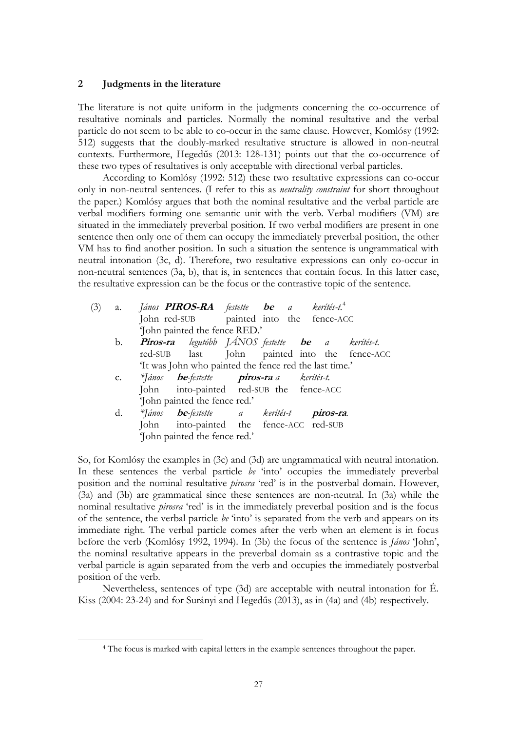## 2 Judgments in the literature

The literature is not quite uniform in the judgments concerning the co-occurrence of resultative nominals and particles. Normally the nominal resultative and the verbal particle do not seem to be able to co-occur in the same clause. However, Komlósy (1992: 512) suggests that the doubly-marked resultative structure is allowed in non-neutral contexts. Furthermore, Hegedűs (2013: 128-131) points out that the co-occurrence of these two types of resultatives is only acceptable with directional verbal particles.

According to Komlósy (1992: 512) these two resultative expressions can co-occur only in non-neutral sentences. (I refer to this as *neutrality constraint* for short throughout the paper.) Komlósy argues that both the nominal resultative and the verbal particle are verbal modifiers forming one semantic unit with the verb. Verbal modifiers (VM) are situated in the immediately preverbal position. If two verbal modifiers are present in one sentence then only one of them can occupy the immediately preverbal position, the other VM has to find another position. In such a situation the sentence is ungrammatical with neutral intonation (3c, d). Therefore, two resultative expressions can only co-occur in non-neutral sentences (3a, b), that is, in sentences that contain focus. In this latter case, the resultative expression can be the focus or the contrastive topic of the sentence.

(3) a. *János* ***PIROS-RA*** *festette* ***be*** *a kerítés-t.*[4]
 John red-SUB painted into the fence-ACC
 'John painted the fence RED.'

 b. ***Piros-ra*** *legutóbb JÁNOS festette* ***be*** *a kerítés-t.*
 red-SUB last John painted into the fence-ACC
 'It was John who painted the fence red the last time.'

 c. *\*János* ***be****-festette* ***piros-ra*** *a kerítés-t.*
 John into-painted red-SUB the fence-ACC
 'John painted the fence red.'

 d. *\*János* ***be****-festette a kerítés-t* ***piros-ra****.*
 John into-painted the fence-ACC red-SUB
 'John painted the fence red.'

So, for Komlósy the examples in (3c) and (3d) are ungrammatical with neutral intonation. In these sentences the verbal particle *be* 'into' occupies the immediately preverbal position and the nominal resultative *pirosra* 'red' is in the postverbal domain. However, (3a) and (3b) are grammatical since these sentences are non-neutral. In (3a) while the nominal resultative *pirosra* 'red' is in the immediately preverbal position and is the focus of the sentence, the verbal particle *be* 'into' is separated from the verb and appears on its immediate right. The verbal particle comes after the verb when an element is in focus before the verb (Komlósy 1992, 1994). In (3b) the focus of the sentence is *János* 'John', the nominal resultative appears in the preverbal domain as a contrastive topic and the verbal particle is again separated from the verb and occupies the immediately postverbal position of the verb.

Nevertheless, sentences of type (3d) are acceptable with neutral intonation for É. Kiss (2004: 23-24) and for Surányi and Hegedűs (2013), as in (4a) and (4b) respectively.

---

[4] The focus is marked with capital letters in the example sentences throughout the paper.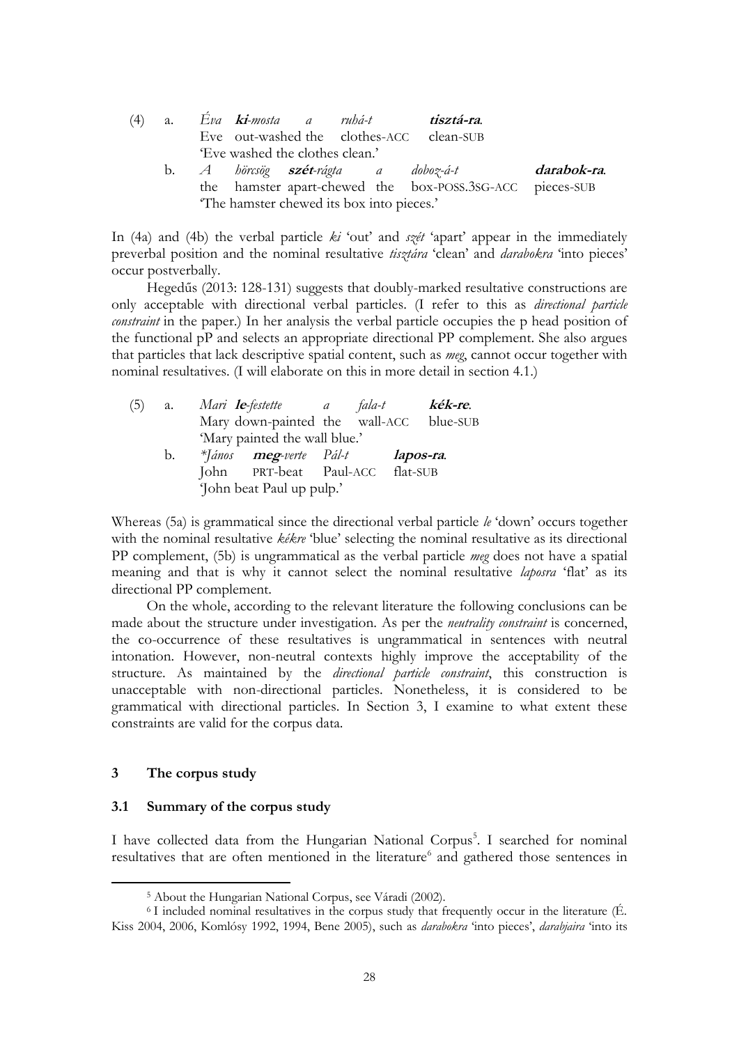(4) a. *Éva* ***ki****-mosta a ruhá-t* ***tisztá-ra****.*
Eve out-washed the clothes-ACC clean-SUB
'Eve washed the clothes clean.'

b. *A hörcsög* ***szét****-rágta a doboz-á-t* ***darabok-ra****.*
the hamster apart-chewed the box-POSS.3SG-ACC pieces-SUB
'The hamster chewed its box into pieces.'

In (4a) and (4b) the verbal particle *ki* 'out' and *szét* 'apart' appear in the immediately preverbal position and the nominal resultative *tisztára* 'clean' and *darabokra* 'into pieces' occur postverbally.

Hegedűs (2013: 128-131) suggests that doubly-marked resultative constructions are only acceptable with directional verbal particles. (I refer to this as *directional particle constraint* in the paper.) In her analysis the verbal particle occupies the p head position of the functional pP and selects an appropriate directional PP complement. She also argues that particles that lack descriptive spatial content, such as *meg*, cannot occur together with nominal resultatives. (I will elaborate on this in more detail in section 4.1.)

(5) a. *Mari* ***le****-festette a fala-t* ***kék-re****.*
Mary down-painted the wall-ACC blue-SUB
'Mary painted the wall blue.'

b. *\*János* ***meg****-verte Pál-t* ***lapos-ra****.*
John PRT-beat Paul-ACC flat-SUB
'John beat Paul up pulp.'

Whereas (5a) is grammatical since the directional verbal particle *le* 'down' occurs together with the nominal resultative *kékre* 'blue' selecting the nominal resultative as its directional PP complement, (5b) is ungrammatical as the verbal particle *meg* does not have a spatial meaning and that is why it cannot select the nominal resultative *laposra* 'flat' as its directional PP complement.

On the whole, according to the relevant literature the following conclusions can be made about the structure under investigation. As per the *neutrality constraint* is concerned, the co-occurrence of these resultatives is ungrammatical in sentences with neutral intonation. However, non-neutral contexts highly improve the acceptability of the structure. As maintained by the *directional particle constraint*, this construction is unacceptable with non-directional particles. Nonetheless, it is considered to be grammatical with directional particles. In Section 3, I examine to what extent these constraints are valid for the corpus data.

## 3 The corpus study

### 3.1 Summary of the corpus study

I have collected data from the Hungarian National Corpus[5]. I searched for nominal resultatives that are often mentioned in the literature[6] and gathered those sentences in

---

[5] About the Hungarian National Corpus, see Váradi (2002).

[6] I included nominal resultatives in the corpus study that frequently occur in the literature (É. Kiss 2004, 2006, Komlósy 1992, 1994, Bene 2005), such as *darabokra* 'into pieces', *darabjaira* 'into its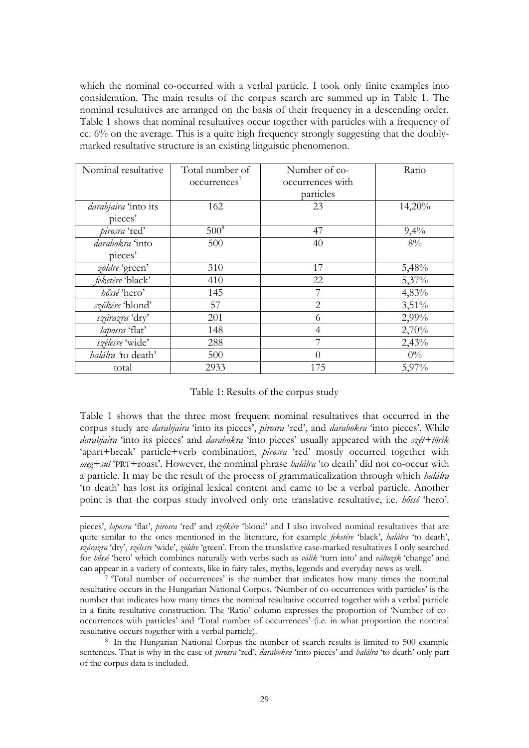which the nominal co-occurred with a verbal particle. I took only finite examples into consideration. The main results of the corpus search are summed up in Table 1. The nominal resultatives are arranged on the basis of their frequency in a descending order. Table 1 shows that nominal resultatives occur together with particles with a frequency of cc. 6% on the average. This is a quite high frequency strongly suggesting that the doubly-marked resultative structure is an existing linguistic phenomenon.

| Nominal resultative | Total number of occurrences[7] | Number of co-occurrences with particles | Ratio |
|---|---|---|---|
| *darabjaira* 'into its pieces' | 162 | 23 | 14,20% |
| *pirosra* 'red' | 500[8] | 47 | 9,4% |
| *darabokra* 'into pieces' | 500 | 40 | 8% |
| *zöldre* 'green' | 310 | 17 | 5,48% |
| *feketére* 'black' | 410 | 22 | 5,37% |
| *hőssé* 'hero' | 145 | 7 | 4,83% |
| *szőkére* 'blond' | 57 | 2 | 3,51% |
| *szárazra* 'dry' | 201 | 6 | 2,99% |
| *laposra* 'flat' | 148 | 4 | 2,70% |
| *szélesre* 'wide' | 288 | 7 | 2,43% |
| *halálra* 'to death' | 500 | 0 | 0% |
| total | 2933 | 175 | 5,97% |

Table 1: Results of the corpus study

Table 1 shows that the three most frequent nominal resultatives that occurred in the corpus study are *darabjaira* 'into its pieces', *pirosra* 'red', and *darabokra* 'into pieces'. While *darabjaira* 'into its pieces' and *darabokra* 'into pieces' usually appeared with the *szét+törik* 'apart+break' particle+verb combination, *pirosra* 'red' mostly occurred together with *meg+sül* 'PRT+roast'. However, the nominal phrase *halálra* 'to death' did not co-occur with a particle. It may be the result of the process of grammaticalization through which *halálra* 'to death' has lost its original lexical content and came to be a verbal particle. Another point is that the corpus study involved only one translative resultative, i.e. *hőssé* 'hero'.

---

pieces', *laposra* 'flat', *pirosra* 'red' and *szőkére* 'blond' and I also involved nominal resultatives that are quite similar to the ones mentioned in the literature, for example *feketére* 'black', *halálra* 'to death', *szárazra* 'dry', *szélesre* 'wide', *zöldre* 'green'. From the translative case-marked resultatives I only searched for *hőssé* 'hero' which combines naturally with verbs such as *válik* 'turn into' and *változik* 'change' and can appear in a variety of contexts, like in fairy tales, myths, legends and everyday news as well.

[7] 'Total number of occurrences' is the number that indicates how many times the nominal resultative occurs in the Hungarian National Corpus. 'Number of co-occurrences with particles' is the number that indicates how many times the nominal resultative occurred together with a verbal particle in a finite resultative construction. The 'Ratio' column expresses the proportion of 'Number of co-occurrences with particles' and 'Total number of occurrences' (i.e. in what proportion the nominal resultative occurs together with a verbal particle).

[8] In the Hungarian National Corpus the number of search results is limited to 500 example sentences. That is why in the case of *pirosra* 'red', *darabokra* 'into pieces' and *halálra* 'to death' only part of the corpus data is included.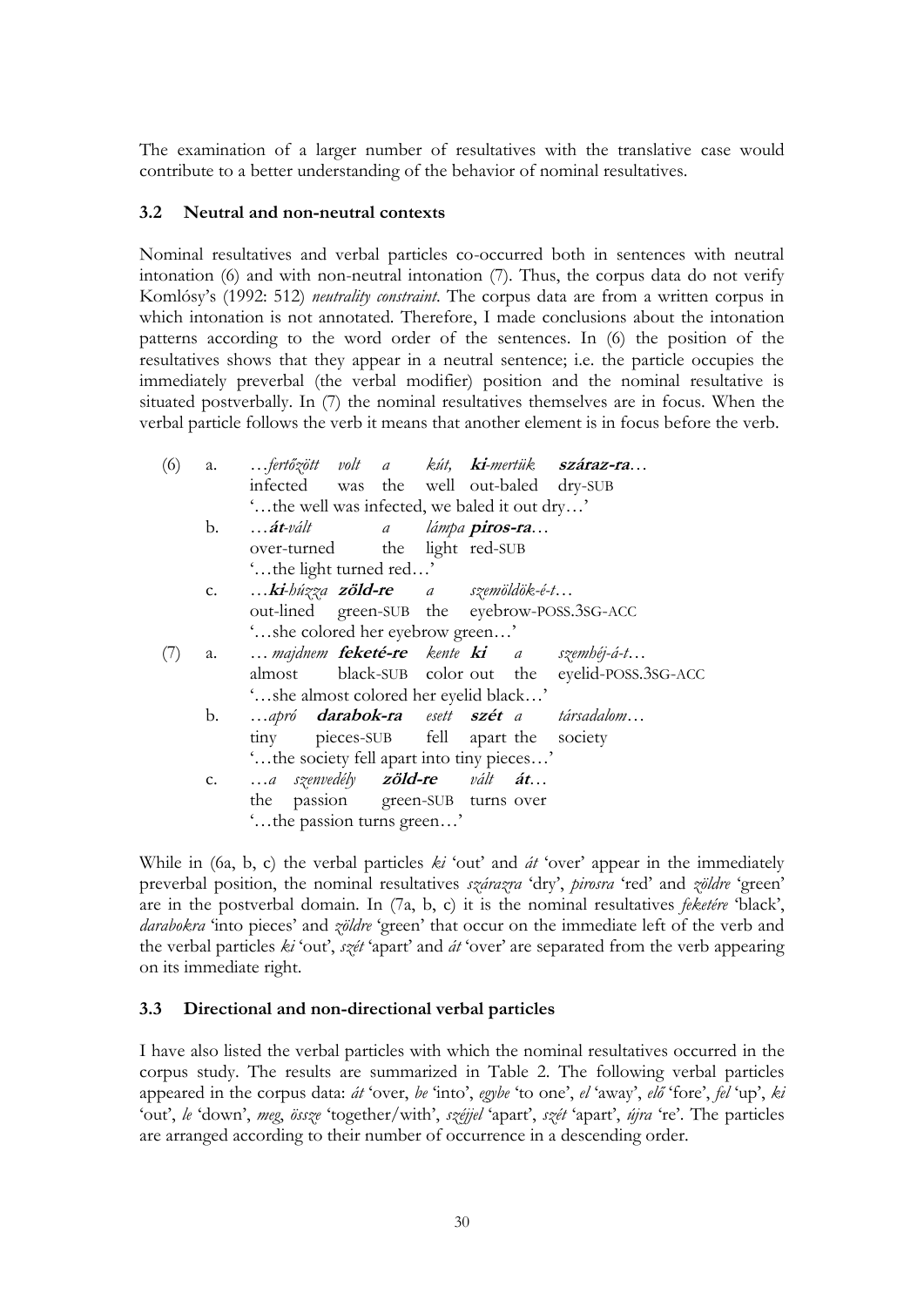The examination of a larger number of resultatives with the translative case would contribute to a better understanding of the behavior of nominal resultatives.

### 3.2 Neutral and non-neutral contexts

Nominal resultatives and verbal particles co-occurred both in sentences with neutral intonation (6) and with non-neutral intonation (7). Thus, the corpus data do not verify Komlósy's (1992: 512) *neutrality constraint*. The corpus data are from a written corpus in which intonation is not annotated. Therefore, I made conclusions about the intonation patterns according to the word order of the sentences. In (6) the position of the resultatives shows that they appear in a neutral sentence; i.e. the particle occupies the immediately preverbal (the verbal modifier) position and the nominal resultative is situated postverbally. In (7) the nominal resultatives themselves are in focus. When the verbal particle follows the verb it means that another element is in focus before the verb.

(6) a. …*fertőzött volt a kút,* ***ki****-mertük* ***száraz-ra****…*
   infected was the well out-baled dry-SUB
   '…the well was infected, we baled it out dry…'

   b. …***át****-vált a lámpa* ***piros-ra****…*
   over-turned the light red-SUB
   '…the light turned red…'

   c. …***ki****-húzza* **zöld-re** *a szemöldök-é-t…*
   out-lined green-SUB the eyebrow-POSS.3SG-ACC
   '…she colored her eyebrow green…'

(7) a. … *majdnem* ***feketé-re*** *kente* ***ki*** *a szemhéj-á-t…*
   almost black-SUB color out the eyelid-POSS.3SG-ACC
   '…she almost colored her eyelid black…'

   b. …*apró* ***darabok-ra*** *esett* ***szét*** *a társadalom…*
   tiny pieces-SUB fell apart the society
   '…the society fell apart into tiny pieces…'

   c. …*a szenvedély* **zöld-re** *vált* ***át****…*
   the passion green-SUB turns over
   '…the passion turns green…'

While in (6a, b, c) the verbal particles *ki* 'out' and *át* 'over' appear in the immediately preverbal position, the nominal resultatives *szárazra* 'dry', *pirosra* 'red' and *zöldre* 'green' are in the postverbal domain. In (7a, b, c) it is the nominal resultatives *feketére* 'black', *darabokra* 'into pieces' and *zöldre* 'green' that occur on the immediate left of the verb and the verbal particles *ki* 'out', *szét* 'apart' and *át* 'over' are separated from the verb appearing on its immediate right.

### 3.3 Directional and non-directional verbal particles

I have also listed the verbal particles with which the nominal resultatives occurred in the corpus study. The results are summarized in Table 2. The following verbal particles appeared in the corpus data: *át* 'over, *be* 'into', *egybe* 'to one', *el* 'away', *elő* 'fore', *fel* 'up', *ki* 'out', *le* 'down', *meg*, *össze* 'together/with', *széjjel* 'apart', *szét* 'apart', *újra* 're'. The particles are arranged according to their number of occurrence in a descending order.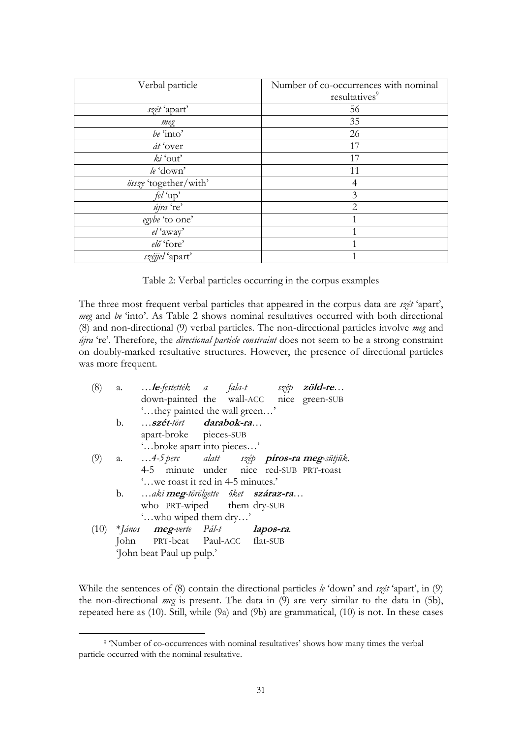| Verbal particle | Number of co-occurrences with nominal resultatives[9] |
|---|---|
| *szét* 'apart' | 56 |
| *meg* | 35 |
| *be* 'into' | 26 |
| *át* 'over | 17 |
| *ki* 'out' | 17 |
| *le* 'down' | 11 |
| *össze* 'together/with' | 4 |
| *fel* 'up' | 3 |
| *újra* 're' | 2 |
| *egybe* 'to one' | 1 |
| *el* 'away' | 1 |
| *elő* 'fore' | 1 |
| *széjjel* 'apart' | 1 |

Table 2: Verbal particles occurring in the corpus examples

The three most frequent verbal particles that appeared in the corpus data are *szét* 'apart', *meg* and *be* 'into'. As Table 2 shows nominal resultatives occurred with both directional (8) and non-directional (9) verbal particles. The non-directional particles involve *meg* and *újra* 're'. Therefore, the *directional particle constraint* does not seem to be a strong constraint on doubly-marked resultative structures. However, the presence of directional particles was more frequent.

(8) a. …***le**-festették a fala-t szép **zöld-re**…*
   down-painted the wall-ACC nice green-SUB
   '…they painted the wall green…'

  b. …***szét**-tört **darabok-ra**…*
   apart-broke pieces-SUB
   '…broke apart into pieces…'

(9) a. …*4-5 perc alatt szép **piros-ra meg**-sütjük.*
   4-5 minute under nice red-SUB PRT-roast
   '…we roast it red in 4-5 minutes.'

  b. …*aki **meg**-törölgette őket **száraz-ra**…*
   who PRT-wiped them dry-SUB
   '…who wiped them dry…'

(10) **János **meg**-verte Pál-t **lapos-ra**.*
   John PRT-beat Paul-ACC flat-SUB
   'John beat Paul up pulp.'

While the sentences of (8) contain the directional particles *le* 'down' and *szét* 'apart', in (9) the non-directional *meg* is present. The data in (9) are very similar to the data in (5b), repeated here as (10). Still, while (9a) and (9b) are grammatical, (10) is not. In these cases

[9] 'Number of co-occurrences with nominal resultatives' shows how many times the verbal particle occurred with the nominal resultative.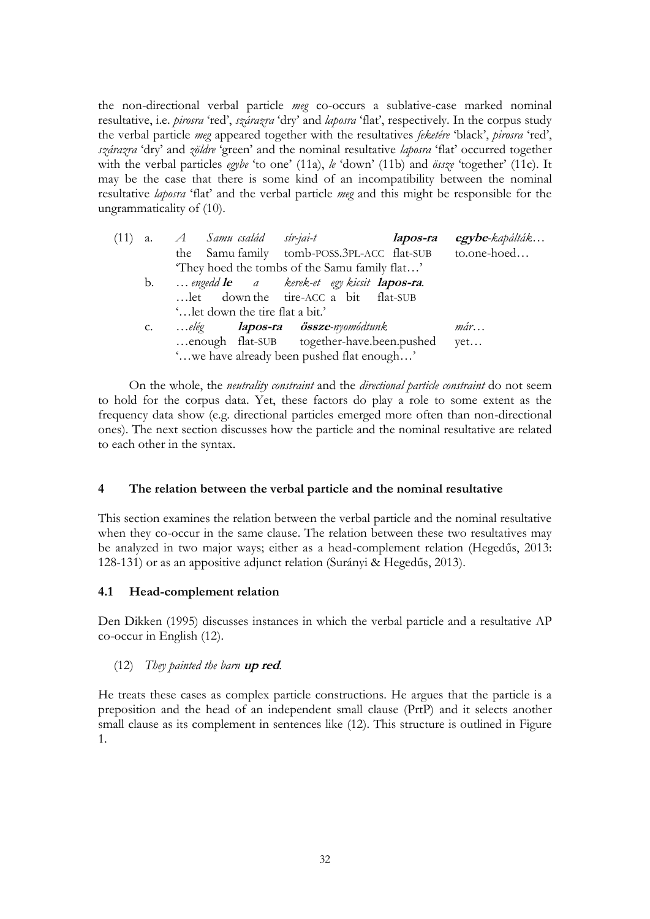the non-directional verbal particle *meg* co-occurs a sublative-case marked nominal resultative, i.e. *pirosra* 'red', *szárazra* 'dry' and *laposra* 'flat', respectively. In the corpus study the verbal particle *meg* appeared together with the resultatives *feketére* 'black', *pirosra* 'red', *szárazra* 'dry' and *zöldre* 'green' and the nominal resultative *laposra* 'flat' occurred together with the verbal particles *egybe* 'to one' (11a), *le* 'down' (11b) and *össze* 'together' (11c). It may be the case that there is some kind of an incompatibility between the nominal resultative *laposra* 'flat' and the verbal particle *meg* and this might be responsible for the ungrammaticality of (10).

(11) a. *A Samu család sír-jai-t* ***lapos-ra*** ***egybe**-kapálták…*
    the Samu family tomb-POSS.3PL-ACC flat-SUB to.one-hoed…
    'They hoed the tombs of the Samu family flat…'

  b. *… engedd* ***le*** *a kerek-et egy kicsit* ***lapos-ra****.*
    …let down the tire-ACC a bit flat-SUB
    '…let down the tire flat a bit.'

  c. *…elég* ***lapos-ra*** ***össze**-nyomódtunk* *már…*
    …enough flat-SUB together-have.been.pushed yet…
    '…we have already been pushed flat enough…'

On the whole, the *neutrality constraint* and the *directional particle constraint* do not seem to hold for the corpus data. Yet, these factors do play a role to some extent as the frequency data show (e.g. directional particles emerged more often than non-directional ones). The next section discusses how the particle and the nominal resultative are related to each other in the syntax.

## 4 The relation between the verbal particle and the nominal resultative

This section examines the relation between the verbal particle and the nominal resultative when they co-occur in the same clause. The relation between these two resultatives may be analyzed in two major ways; either as a head-complement relation (Hegedűs, 2013: 128-131) or as an appositive adjunct relation (Surányi & Hegedűs, 2013).

### 4.1 Head-complement relation

Den Dikken (1995) discusses instances in which the verbal particle and a resultative AP co-occur in English (12).

(12) *They painted the barn* ***up red****.*

He treats these cases as complex particle constructions. He argues that the particle is a preposition and the head of an independent small clause (PrtP) and it selects another small clause as its complement in sentences like (12). This structure is outlined in Figure 1.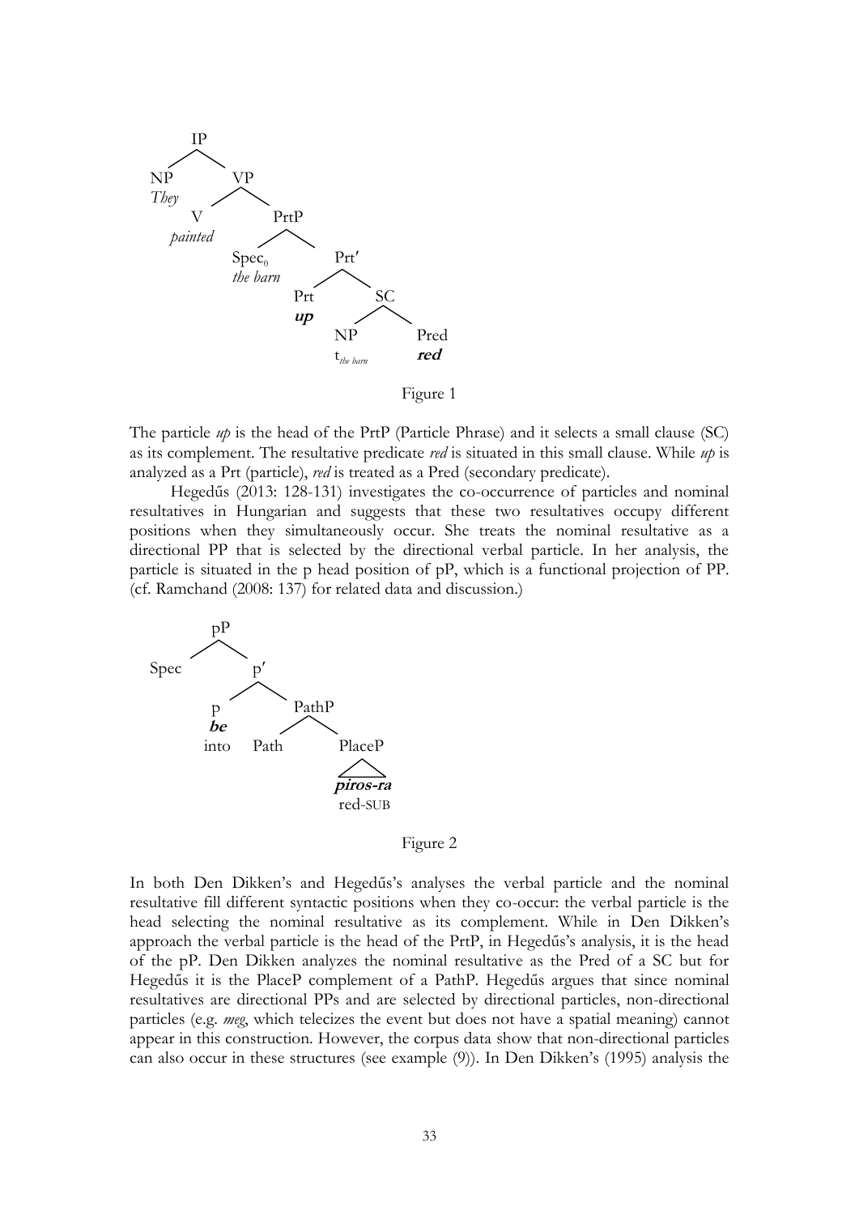```
IP
├── NP: They
└── VP
    ├── V: painted
    └── PrtP
        ├── Spec_θ: the barn
        └── Prt′
            ├── Prt: up
            └── SC
                ├── NP: t_the barn
                └── Pred: red
```

Figure 1

The particle *up* is the head of the PrtP (Particle Phrase) and it selects a small clause (SC) as its complement. The resultative predicate *red* is situated in this small clause. While *up* is analyzed as a Prt (particle), *red* is treated as a Pred (secondary predicate).

Hegedűs (2013: 128-131) investigates the co-occurrence of particles and nominal resultatives in Hungarian and suggests that these two resultatives occupy different positions when they simultaneously occur. She treats the nominal resultative as a directional PP that is selected by the directional verbal particle. In her analysis, the particle is situated in the p head position of pP, which is a functional projection of PP. (cf. Ramchand (2008: 137) for related data and discussion.)

```
pP
├── Spec
└── p′
    ├── p: be (into)
    └── PathP
        ├── Path
        └── PlaceP: piros-ra (red-SUB)
```

Figure 2

In both Den Dikken's and Hegedűs's analyses the verbal particle and the nominal resultative fill different syntactic positions when they co-occur: the verbal particle is the head selecting the nominal resultative as its complement. While in Den Dikken's approach the verbal particle is the head of the PrtP, in Hegedűs's analysis, it is the head of the pP. Den Dikken analyzes the nominal resultative as the Pred of a SC but for Hegedűs it is the PlaceP complement of a PathP. Hegedűs argues that since nominal resultatives are directional PPs and are selected by directional particles, non-directional particles (e.g. *meg*, which telecizes the event but does not have a spatial meaning) cannot appear in this construction. However, the corpus data show that non-directional particles can also occur in these structures (see example (9)). In Den Dikken's (1995) analysis the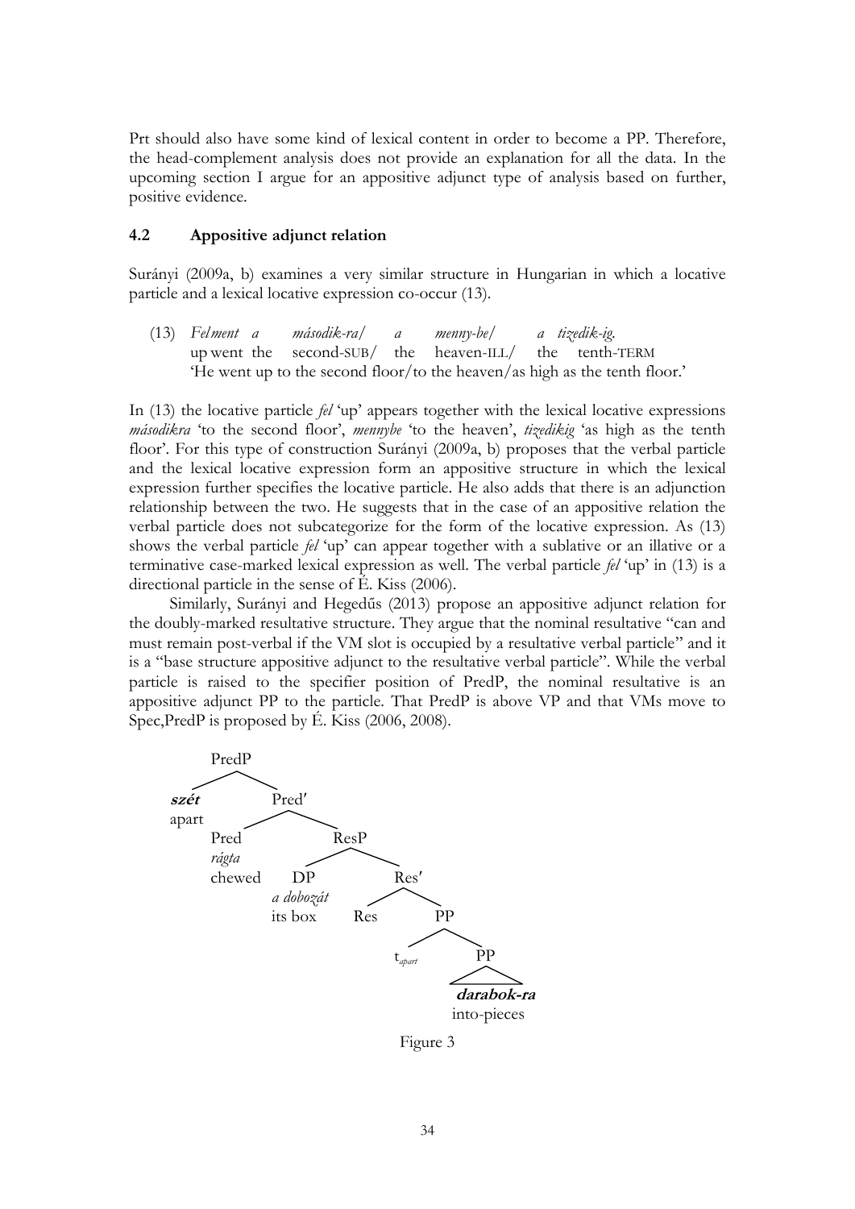Prt should also have some kind of lexical content in order to become a PP. Therefore, the head-complement analysis does not provide an explanation for all the data. In the upcoming section I argue for an appositive adjunct type of analysis based on further, positive evidence.

### 4.2 Appositive adjunct relation

Surányi (2009a, b) examines a very similar structure in Hungarian in which a locative particle and a lexical locative expression co-occur (13).

(13) *Fel ment a második-ra/ a menny-be/ a tizedik-ig.*
up went the second-SUB/ the heaven-ILL/ the tenth-TERM
'He went up to the second floor/to the heaven/as high as the tenth floor.'

In (13) the locative particle *fel* 'up' appears together with the lexical locative expressions *másodikra* 'to the second floor', *mennybe* 'to the heaven', *tizedikig* 'as high as the tenth floor'. For this type of construction Surányi (2009a, b) proposes that the verbal particle and the lexical locative expression form an appositive structure in which the lexical expression further specifies the locative particle. He also adds that there is an adjunction relationship between the two. He suggests that in the case of an appositive relation the verbal particle does not subcategorize for the form of the locative expression. As (13) shows the verbal particle *fel* 'up' can appear together with a sublative or an illative or a terminative case-marked lexical expression as well. The verbal particle *fel* 'up' in (13) is a directional particle in the sense of É. Kiss (2006).

Similarly, Surányi and Hegedűs (2013) propose an appositive adjunct relation for the doubly-marked resultative structure. They argue that the nominal resultative "can and must remain post-verbal if the VM slot is occupied by a resultative verbal particle" and it is a "base structure appositive adjunct to the resultative verbal particle". While the verbal particle is raised to the specifier position of PredP, the nominal resultative is an appositive adjunct PP to the particle. That PredP is above VP and that VMs move to Spec,PredP is proposed by É. Kiss (2006, 2008).

```
PredP
├── szét (apart)
└── Pred′
    ├── Pred: rágta (chewed)
    └── ResP
        ├── DP: a dobozát (its box)
        └── Res′
            ├── Res
            └── PP
                ├── t_apart
                └── PP: darabok-ra (into-pieces)
```

Figure 3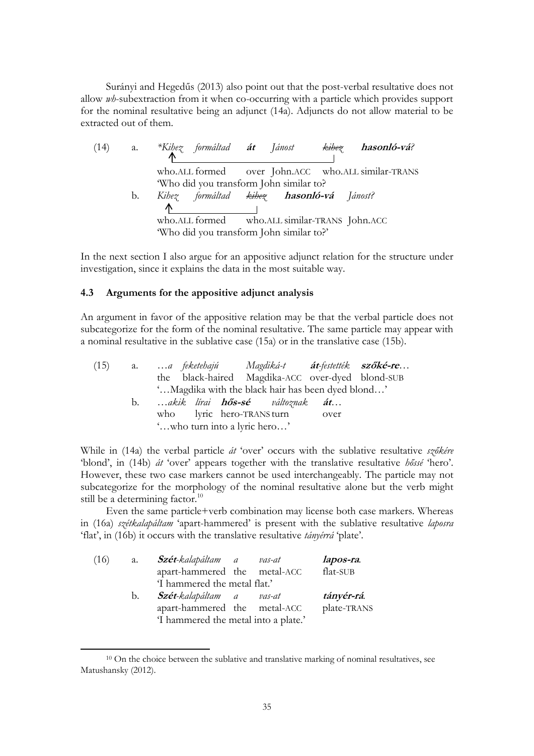Surányi and Hegedűs (2013) also point out that the post-verbal resultative does not allow *wh*-subextraction from it when co-occurring with a particle which provides support for the nominal resultative being an adjunct (14a). Adjuncts do not allow material to be extracted out of them.

(14) a. \**Kihez formáltad* ***át*** *Jánost* ~~*kihez*~~ ***hasonló-vá****?*
   who.ALL formed over John.ACC who.ALL similar-TRANS
   'Who did you transform John similar to?

 b. *Kihez formáltad* ~~*kihez*~~ ***hasonló-vá*** *Jánost?*
   who.ALL formed who.ALL similar-TRANS John.ACC
   'Who did you transform John similar to?'

In the next section I also argue for an appositive adjunct relation for the structure under investigation, since it explains the data in the most suitable way.

### 4.3 Arguments for the appositive adjunct analysis

An argument in favor of the appositive relation may be that the verbal particle does not subcategorize for the form of the nominal resultative. The same particle may appear with a nominal resultative in the sublative case (15a) or in the translative case (15b).

(15) a. *…a feketehajú Magdiká-t* ***át****-festették* ***szőké-re****…*
   the black-haired Magdika-ACC over-dyed blond-SUB
   '…Magdika with the black hair has been dyed blond…'

 b. *…akik lírai* ***hős-sé*** *változnak* ***át****…*
   who lyric hero-TRANS turn over
   '…who turn into a lyric hero…'

While in (14a) the verbal particle *át* 'over' occurs with the sublative resultative *szőkére* 'blond', in (14b) *át* 'over' appears together with the translative resultative *hőssé* 'hero'. However, these two case markers cannot be used interchangeably. The particle may not subcategorize for the morphology of the nominal resultative alone but the verb might still be a determining factor.[10]

Even the same particle+verb combination may license both case markers. Whereas in (16a) *szétkalapáltam* 'apart-hammered' is present with the sublative resultative *laposra* 'flat', in (16b) it occurs with the translative resultative *tányérrá* 'plate'.

(16) a. ***Szét****-kalapáltam a vas-at* ***lapos-ra****.*
   apart-hammered the metal-ACC flat-SUB
   'I hammered the metal flat.'

 b. ***Szét****-kalapáltam a vas-at* ***tányér-rá****.*
   apart-hammered the metal-ACC plate-TRANS
   'I hammered the metal into a plate.'

---

[10] On the choice between the sublative and translative marking of nominal resultatives, see Matushansky (2012).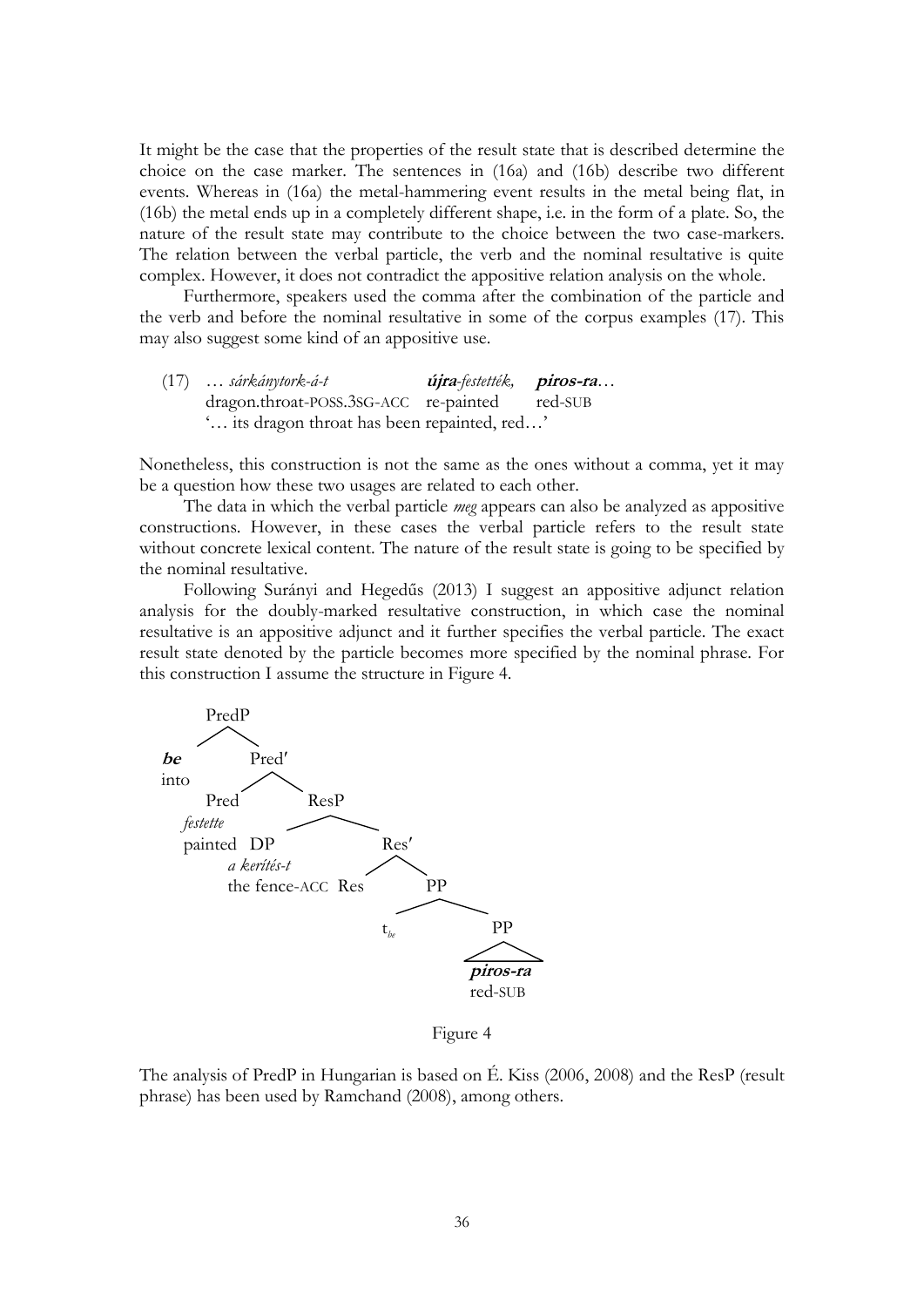It might be the case that the properties of the result state that is described determine the choice on the case marker. The sentences in (16a) and (16b) describe two different events. Whereas in (16a) the metal-hammering event results in the metal being flat, in (16b) the metal ends up in a completely different shape, i.e. in the form of a plate. So, the nature of the result state may contribute to the choice between the two case-markers. The relation between the verbal particle, the verb and the nominal resultative is quite complex. However, it does not contradict the appositive relation analysis on the whole.

Furthermore, speakers used the comma after the combination of the particle and the verb and before the nominal resultative in some of the corpus examples (17). This may also suggest some kind of an appositive use.

(17) … *sárkánytork-á-t* ***újra**-festették,* ***piros-ra***…
dragon.throat-POSS.3SG-ACC re-painted red-SUB
'… its dragon throat has been repainted, red…'

Nonetheless, this construction is not the same as the ones without a comma, yet it may be a question how these two usages are related to each other.

The data in which the verbal particle *meg* appears can also be analyzed as appositive constructions. However, in these cases the verbal particle refers to the result state without concrete lexical content. The nature of the result state is going to be specified by the nominal resultative.

Following Surányi and Hegedűs (2013) I suggest an appositive adjunct relation analysis for the doubly-marked resultative construction, in which case the nominal resultative is an appositive adjunct and it further specifies the verbal particle. The exact result state denoted by the particle becomes more specified by the nominal phrase. For this construction I assume the structure in Figure 4.

```
PredP
├── be (into)
└── Pred′
    ├── Pred: festette (painted)
    └── ResP
        ├── DP: a kerítés-t (the fence-ACC)
        └── Res′
            ├── Res
            └── PP
                ├── t_be
                └── PP: piros-ra (red-SUB)
```

Figure 4

The analysis of PredP in Hungarian is based on É. Kiss (2006, 2008) and the ResP (result phrase) has been used by Ramchand (2008), among others.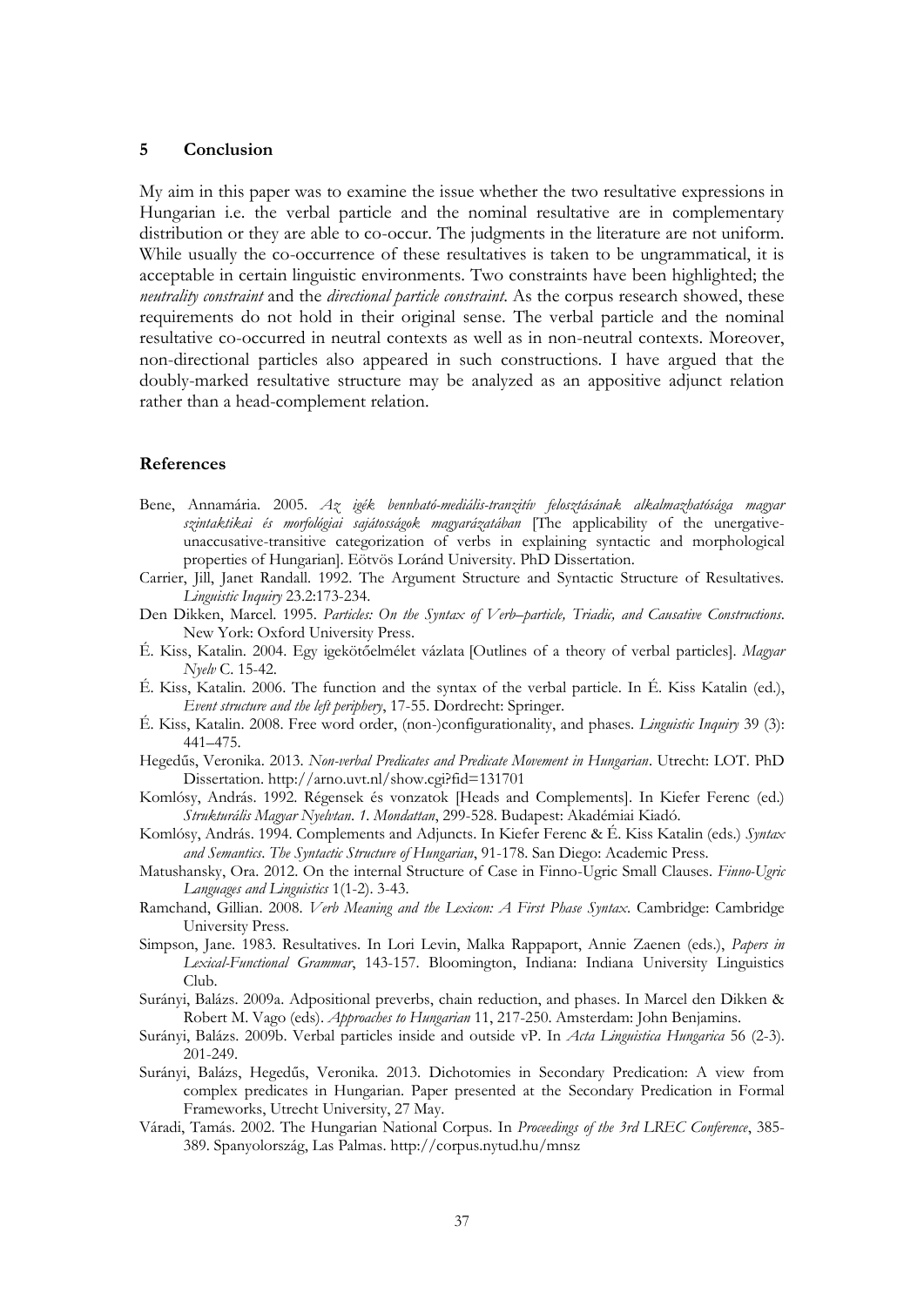## 5 Conclusion

My aim in this paper was to examine the issue whether the two resultative expressions in Hungarian i.e. the verbal particle and the nominal resultative are in complementary distribution or they are able to co-occur. The judgments in the literature are not uniform. While usually the co-occurrence of these resultatives is taken to be ungrammatical, it is acceptable in certain linguistic environments. Two constraints have been highlighted; the *neutrality constraint* and the *directional particle constraint*. As the corpus research showed, these requirements do not hold in their original sense. The verbal particle and the nominal resultative co-occurred in neutral contexts as well as in non-neutral contexts. Moreover, non-directional particles also appeared in such constructions. I have argued that the doubly-marked resultative structure may be analyzed as an appositive adjunct relation rather than a head-complement relation.

## References

Bene, Annamária. 2005. *Az igék bennható-mediális-tranzitív felosztásának alkalmazhatósága magyar szintaktikai és morfológiai sajátosságok magyarázatában* [The applicability of the unergative-unaccusative-transitive categorization of verbs in explaining syntactic and morphological properties of Hungarian]. Eötvös Loránd University. PhD Dissertation.

Carrier, Jill, Janet Randall. 1992. The Argument Structure and Syntactic Structure of Resultatives. *Linguistic Inquiry* 23.2:173-234.

Den Dikken, Marcel. 1995. *Particles: On the Syntax of Verb–particle, Triadic, and Causative Constructions*. New York: Oxford University Press.

É. Kiss, Katalin. 2004. Egy igekötőelmélet vázlata [Outlines of a theory of verbal particles]. *Magyar Nyelv* C. 15-42.

É. Kiss, Katalin. 2006. The function and the syntax of the verbal particle. In É. Kiss Katalin (ed.), *Event structure and the left periphery*, 17-55. Dordrecht: Springer.

É. Kiss, Katalin. 2008. Free word order, (non-)configurationality, and phases. *Linguistic Inquiry* 39 (3): 441–475.

Hegedűs, Veronika. 2013. *Non-verbal Predicates and Predicate Movement in Hungarian*. Utrecht: LOT. PhD Dissertation. http://arno.uvt.nl/show.cgi?fid=131701

Komlósy, András. 1992. Régensek és vonzatok [Heads and Complements]. In Kiefer Ferenc (ed.) *Strukturális Magyar Nyelvtan. 1. Mondattan*, 299-528. Budapest: Akadémiai Kiadó.

Komlósy, András. 1994. Complements and Adjuncts. In Kiefer Ferenc & É. Kiss Katalin (eds.) *Syntax and Semantics. The Syntactic Structure of Hungarian*, 91-178. San Diego: Academic Press.

Matushansky, Ora. 2012. On the internal Structure of Case in Finno-Ugric Small Clauses. *Finno-Ugric Languages and Linguistics* 1(1-2). 3-43.

Ramchand, Gillian. 2008. *Verb Meaning and the Lexicon: A First Phase Syntax*. Cambridge: Cambridge University Press.

Simpson, Jane. 1983. Resultatives. In Lori Levin, Malka Rappaport, Annie Zaenen (eds.), *Papers in Lexical-Functional Grammar*, 143-157. Bloomington, Indiana: Indiana University Linguistics Club.

Surányi, Balázs. 2009a. Adpositional preverbs, chain reduction, and phases. In Marcel den Dikken & Robert M. Vago (eds). *Approaches to Hungarian* 11, 217-250. Amsterdam: John Benjamins.

Surányi, Balázs. 2009b. Verbal particles inside and outside vP. In *Acta Linguistica Hungarica* 56 (2-3). 201-249.

Surányi, Balázs, Hegedűs, Veronika. 2013. Dichotomies in Secondary Predication: A view from complex predicates in Hungarian. Paper presented at the Secondary Predication in Formal Frameworks, Utrecht University, 27 May.

Váradi, Tamás. 2002. The Hungarian National Corpus. In *Proceedings of the 3rd LREC Conference*, 385-389. Spanyolország, Las Palmas. http://corpus.nytud.hu/mnsz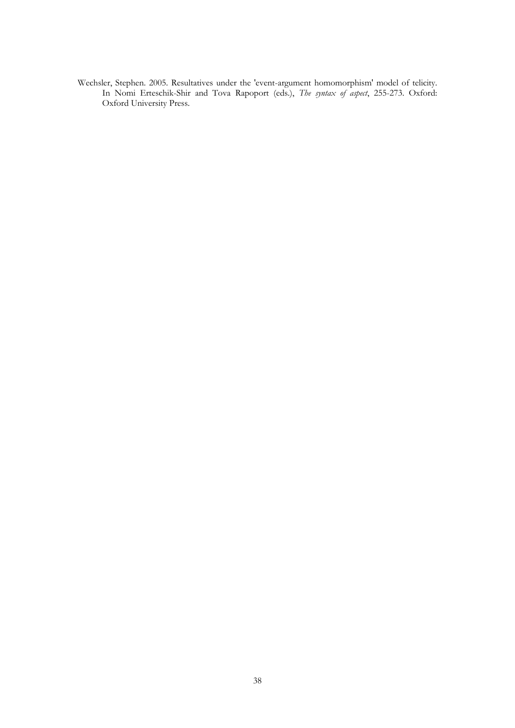Wechsler, Stephen. 2005. Resultatives under the 'event-argument homomorphism' model of telicity. In Nomi Erteschik-Shir and Tova Rapoport (eds.), *The syntax of aspect*, 255-273. Oxford: Oxford University Press.